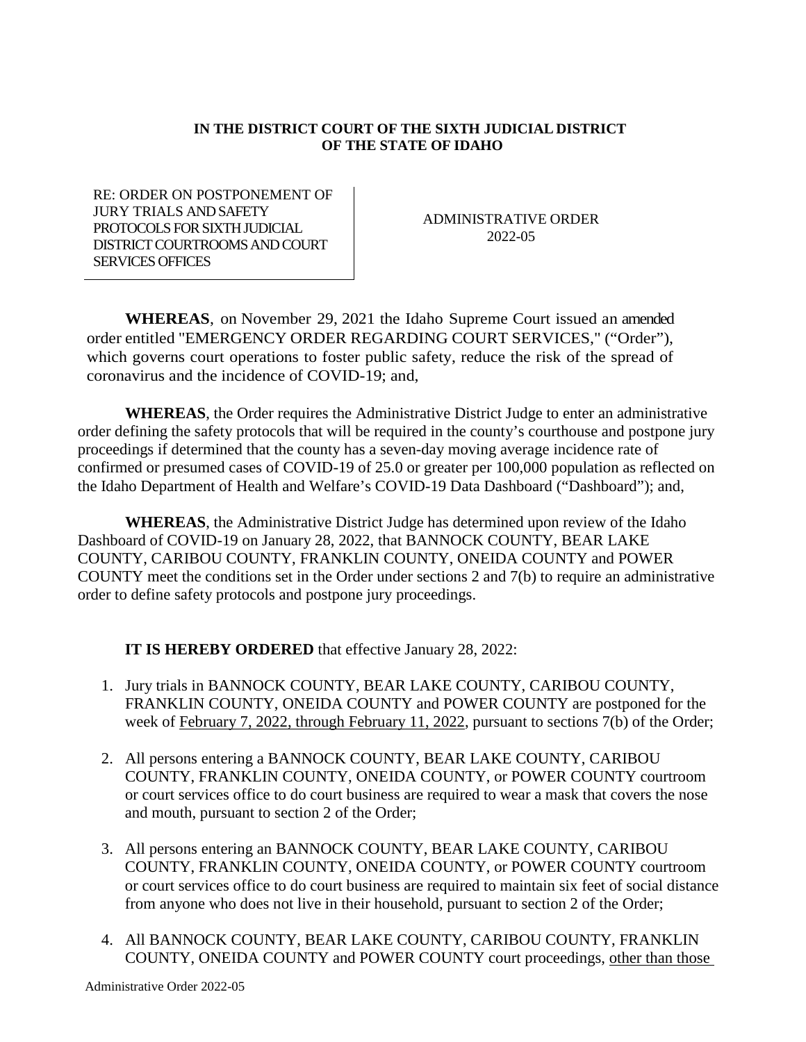**IN THE DISTRICT COURT OF THE SIXTH JUDICIAL DISTRICT OF THE STATE OF IDAHO**

| RE: ORDER ON POSTPONEMENT OF JURY TRIALS AND SAFETY PROTOCOLS FOR SIXTH JUDICIAL DISTRICT COURTROOMS AND COURT SERVICES OFFICES | ADMINISTRATIVE ORDER 2022-05 |
| --- | --- |

**WHEREAS**, on November 29, 2021 the Idaho Supreme Court issued an amended order entitled "EMERGENCY ORDER REGARDING COURT SERVICES," ("Order"), which governs court operations to foster public safety, reduce the risk of the spread of coronavirus and the incidence of COVID-19; and,

**WHEREAS**, the Order requires the Administrative District Judge to enter an administrative order defining the safety protocols that will be required in the county's courthouse and postpone jury proceedings if determined that the county has a seven-day moving average incidence rate of confirmed or presumed cases of COVID-19 of 25.0 or greater per 100,000 population as reflected on the Idaho Department of Health and Welfare's COVID-19 Data Dashboard ("Dashboard"); and,

**WHEREAS**, the Administrative District Judge has determined upon review of the Idaho Dashboard of COVID-19 on January 28, 2022, that BANNOCK COUNTY, BEAR LAKE COUNTY, CARIBOU COUNTY, FRANKLIN COUNTY, ONEIDA COUNTY and POWER COUNTY meet the conditions set in the Order under sections 2 and 7(b) to require an administrative order to define safety protocols and postpone jury proceedings.

**IT IS HEREBY ORDERED** that effective January 28, 2022:

1. Jury trials in BANNOCK COUNTY, BEAR LAKE COUNTY, CARIBOU COUNTY, FRANKLIN COUNTY, ONEIDA COUNTY and POWER COUNTY are postponed for the week of <u>February 7, 2022, through February 11, 2022</u>, pursuant to sections 7(b) of the Order;
2. All persons entering a BANNOCK COUNTY, BEAR LAKE COUNTY, CARIBOU COUNTY, FRANKLIN COUNTY, ONEIDA COUNTY, or POWER COUNTY courtroom or court services office to do court business are required to wear a mask that covers the nose and mouth, pursuant to section 2 of the Order;
3. All persons entering an BANNOCK COUNTY, BEAR LAKE COUNTY, CARIBOU COUNTY, FRANKLIN COUNTY, ONEIDA COUNTY, or POWER COUNTY courtroom or court services office to do court business are required to maintain six feet of social distance from anyone who does not live in their household, pursuant to section 2 of the Order;
4. All BANNOCK COUNTY, BEAR LAKE COUNTY, CARIBOU COUNTY, FRANKLIN COUNTY, ONEIDA COUNTY and POWER COUNTY court proceedings, <u>other than those</u>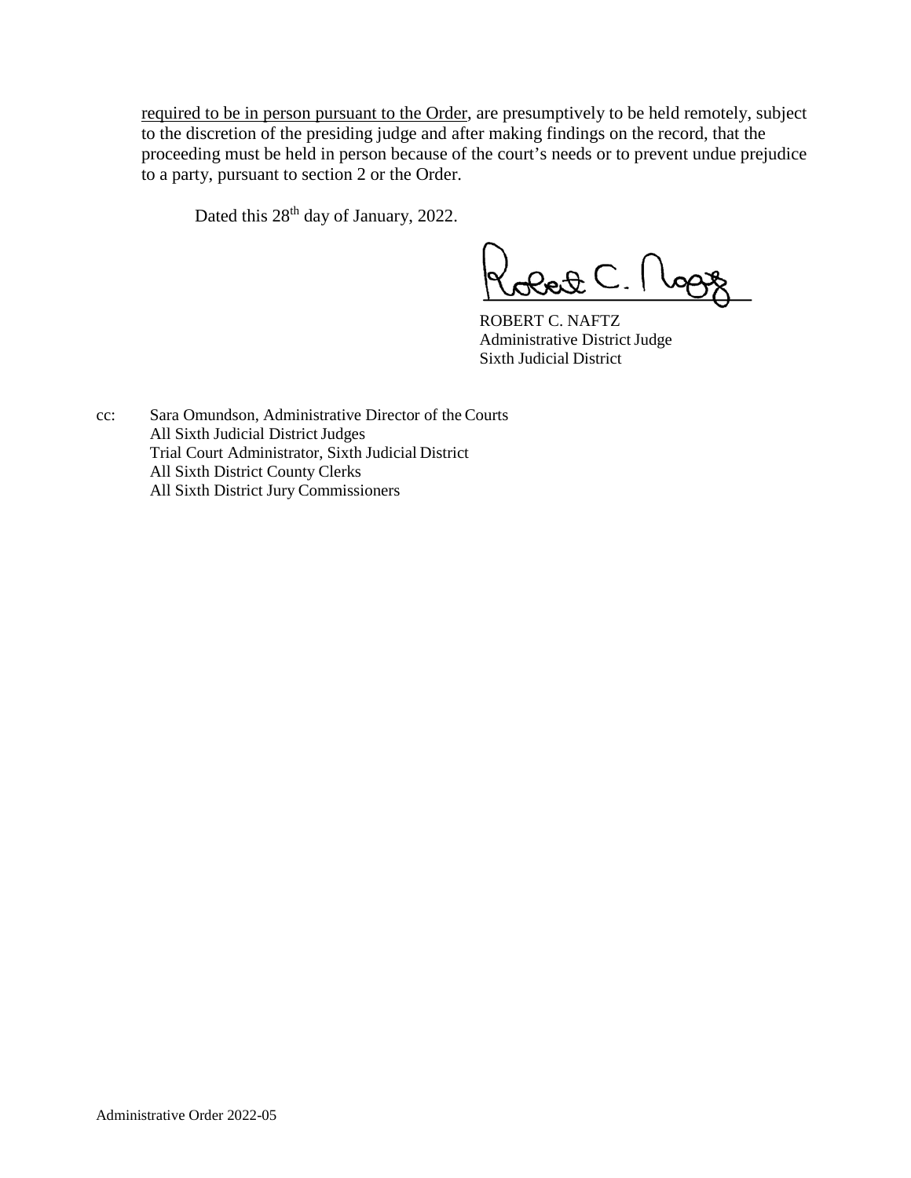<u>required to be in person pursuant to the Order</u>, are presumptively to be held remotely, subject to the discretion of the presiding judge and after making findings on the record, that the proceeding must be held in person because of the court's needs or to prevent undue prejudice to a party, pursuant to section 2 or the Order.

Dated this 28th day of January, 2022.

ROBERT C. NAFTZ
Administrative District Judge
Sixth Judicial District

cc: Sara Omundson, Administrative Director of the Courts
All Sixth Judicial District Judges
Trial Court Administrator, Sixth Judicial District
All Sixth District County Clerks
All Sixth District Jury Commissioners